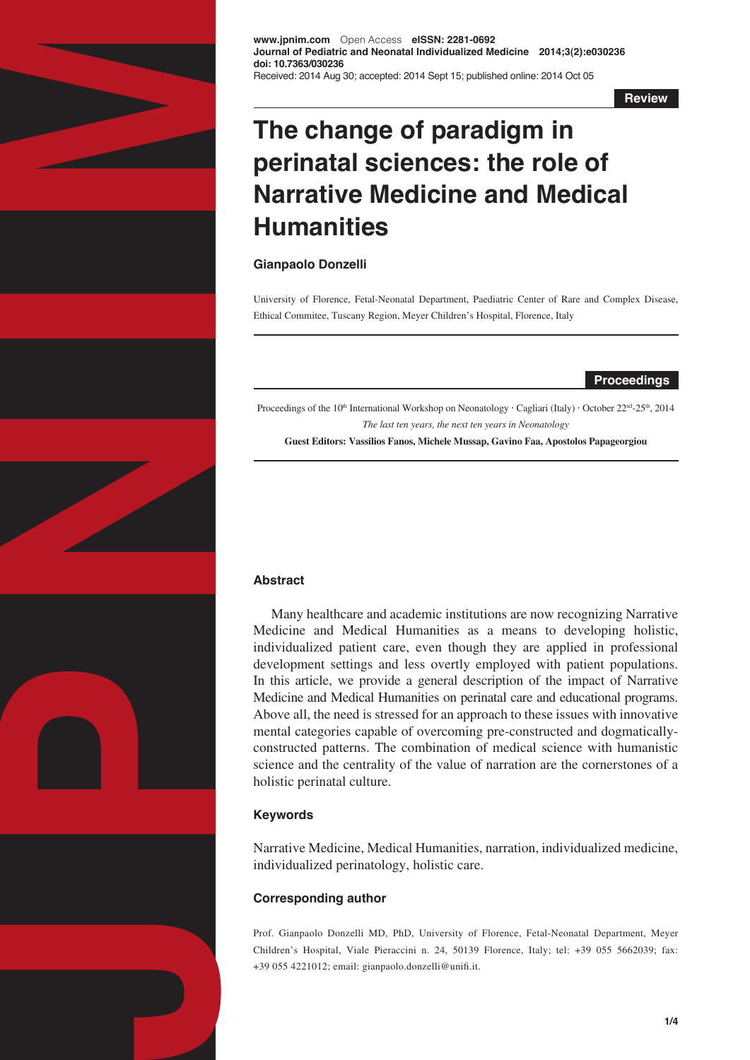**www.jpnim.com** Open Access **eISSN: 2281-0692**
**Journal of Pediatric and Neonatal Individualized Medicine 2014;3(2):e030236**
**doi: 10.7363/030236**
Received: 2014 Aug 30; accepted: 2014 Sept 15; published online: 2014 Oct 05

**Review**

# The change of paradigm in perinatal sciences: the role of Narrative Medicine and Medical Humanities

**Gianpaolo Donzelli**

University of Florence, Fetal-Neonatal Department, Paediatric Center of Rare and Complex Disease, Ethical Commitee, Tuscany Region, Meyer Children's Hospital, Florence, Italy

**Proceedings**

Proceedings of the 10th International Workshop on Neonatology · Cagliari (Italy) · October 22nd-25th, 2014
*The last ten years, the next ten years in Neonatology*
**Guest Editors: Vassilios Fanos, Michele Mussap, Gavino Faa, Apostolos Papageorgiou**

## Abstract

Many healthcare and academic institutions are now recognizing Narrative Medicine and Medical Humanities as a means to developing holistic, individualized patient care, even though they are applied in professional development settings and less overtly employed with patient populations. In this article, we provide a general description of the impact of Narrative Medicine and Medical Humanities on perinatal care and educational programs. Above all, the need is stressed for an approach to these issues with innovative mental categories capable of overcoming pre-constructed and dogmatically-constructed patterns. The combination of medical science with humanistic science and the centrality of the value of narration are the cornerstones of a holistic perinatal culture.

## Keywords

Narrative Medicine, Medical Humanities, narration, individualized medicine, individualized perinatology, holistic care.

## Corresponding author

Prof. Gianpaolo Donzelli MD, PhD, University of Florence, Fetal-Neonatal Department, Meyer Children's Hospital, Viale Pieraccini n. 24, 50139 Florence, Italy; tel: +39 055 5662039; fax: +39 055 4221012; email: gianpaolo.donzelli@unifi.it.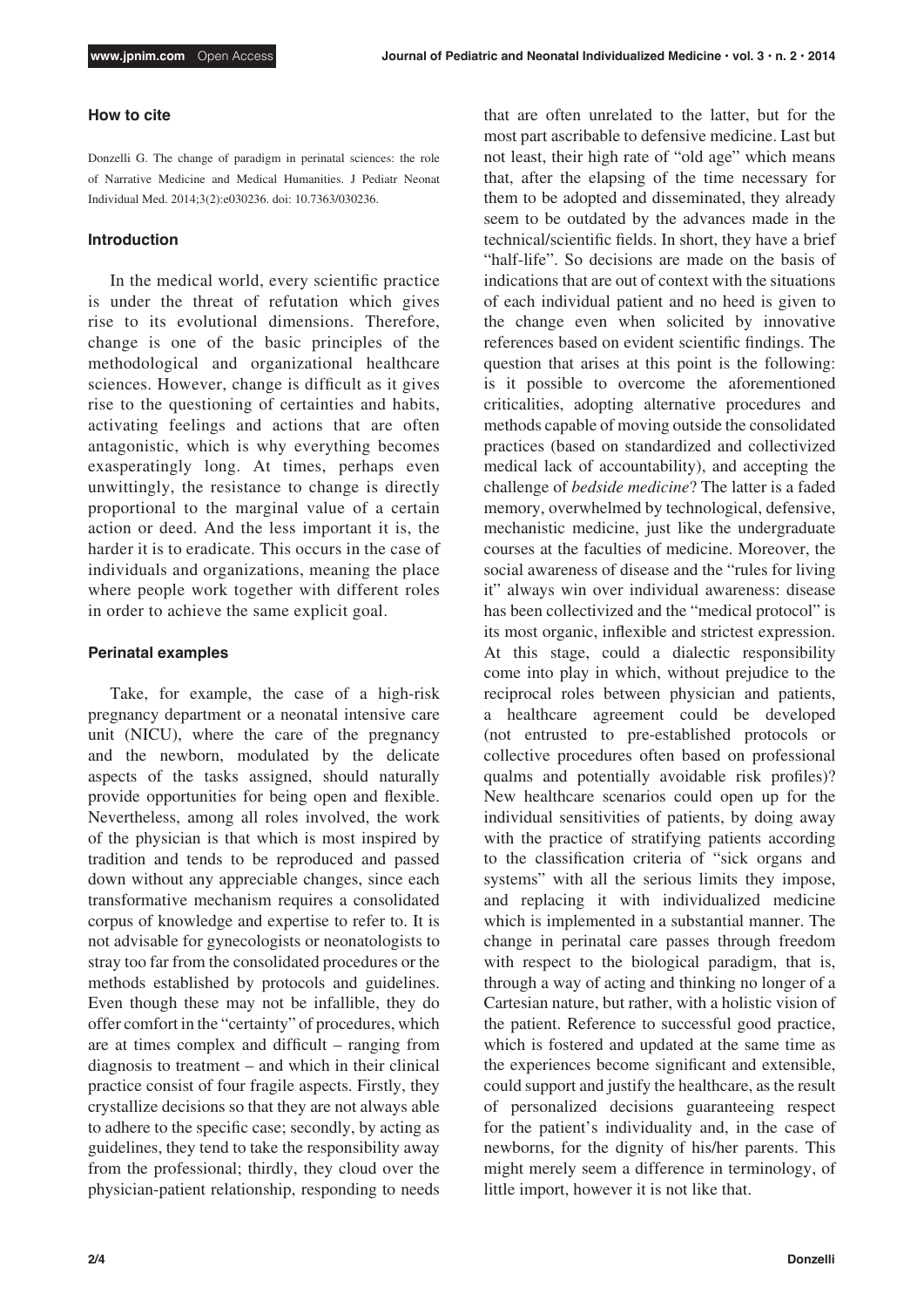### How to cite

Donzelli G. The change of paradigm in perinatal sciences: the role of Narrative Medicine and Medical Humanities. J Pediatr Neonat Individual Med. 2014;3(2):e030236. doi: 10.7363/030236.

### Introduction

In the medical world, every scientific practice is under the threat of refutation which gives rise to its evolutional dimensions. Therefore, change is one of the basic principles of the methodological and organizational healthcare sciences. However, change is difficult as it gives rise to the questioning of certainties and habits, activating feelings and actions that are often antagonistic, which is why everything becomes exasperatingly long. At times, perhaps even unwittingly, the resistance to change is directly proportional to the marginal value of a certain action or deed. And the less important it is, the harder it is to eradicate. This occurs in the case of individuals and organizations, meaning the place where people work together with different roles in order to achieve the same explicit goal.

### Perinatal examples

Take, for example, the case of a high-risk pregnancy department or a neonatal intensive care unit (NICU), where the care of the pregnancy and the newborn, modulated by the delicate aspects of the tasks assigned, should naturally provide opportunities for being open and flexible. Nevertheless, among all roles involved, the work of the physician is that which is most inspired by tradition and tends to be reproduced and passed down without any appreciable changes, since each transformative mechanism requires a consolidated corpus of knowledge and expertise to refer to. It is not advisable for gynecologists or neonatologists to stray too far from the consolidated procedures or the methods established by protocols and guidelines. Even though these may not be infallible, they do offer comfort in the "certainty" of procedures, which are at times complex and difficult – ranging from diagnosis to treatment – and which in their clinical practice consist of four fragile aspects. Firstly, they crystallize decisions so that they are not always able to adhere to the specific case; secondly, by acting as guidelines, they tend to take the responsibility away from the professional; thirdly, they cloud over the physician-patient relationship, responding to needs that are often unrelated to the latter, but for the most part ascribable to defensive medicine. Last but not least, their high rate of "old age" which means that, after the elapsing of the time necessary for them to be adopted and disseminated, they already seem to be outdated by the advances made in the technical/scientific fields. In short, they have a brief "half-life". So decisions are made on the basis of indications that are out of context with the situations of each individual patient and no heed is given to the change even when solicited by innovative references based on evident scientific findings. The question that arises at this point is the following: is it possible to overcome the aforementioned criticalities, adopting alternative procedures and methods capable of moving outside the consolidated practices (based on standardized and collectivized medical lack of accountability), and accepting the challenge of *bedside medicine*? The latter is a faded memory, overwhelmed by technological, defensive, mechanistic medicine, just like the undergraduate courses at the faculties of medicine. Moreover, the social awareness of disease and the "rules for living it" always win over individual awareness: disease has been collectivized and the "medical protocol" is its most organic, inflexible and strictest expression. At this stage, could a dialectic responsibility come into play in which, without prejudice to the reciprocal roles between physician and patients, a healthcare agreement could be developed (not entrusted to pre-established protocols or collective procedures often based on professional qualms and potentially avoidable risk profiles)? New healthcare scenarios could open up for the individual sensitivities of patients, by doing away with the practice of stratifying patients according to the classification criteria of "sick organs and systems" with all the serious limits they impose, and replacing it with individualized medicine which is implemented in a substantial manner. The change in perinatal care passes through freedom with respect to the biological paradigm, that is, through a way of acting and thinking no longer of a Cartesian nature, but rather, with a holistic vision of the patient. Reference to successful good practice, which is fostered and updated at the same time as the experiences become significant and extensible, could support and justify the healthcare, as the result of personalized decisions guaranteeing respect for the patient's individuality and, in the case of newborns, for the dignity of his/her parents. This might merely seem a difference in terminology, of little import, however it is not like that.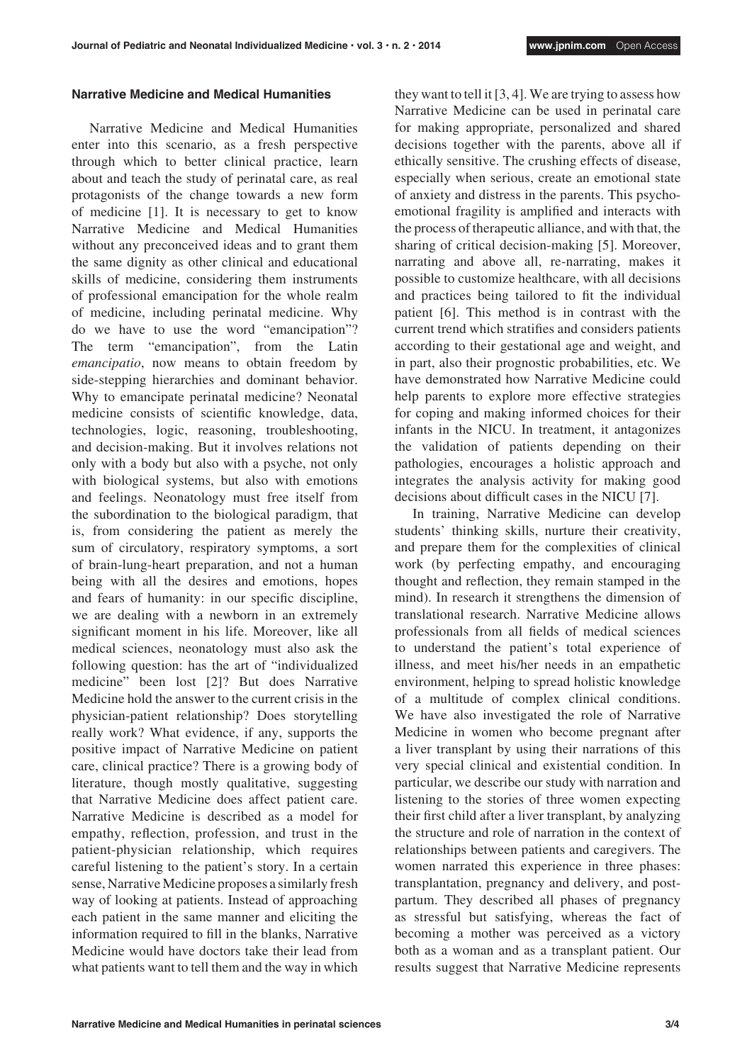## Narrative Medicine and Medical Humanities

Narrative Medicine and Medical Humanities enter into this scenario, as a fresh perspective through which to better clinical practice, learn about and teach the study of perinatal care, as real protagonists of the change towards a new form of medicine [1]. It is necessary to get to know Narrative Medicine and Medical Humanities without any preconceived ideas and to grant them the same dignity as other clinical and educational skills of medicine, considering them instruments of professional emancipation for the whole realm of medicine, including perinatal medicine. Why do we have to use the word "emancipation"? The term "emancipation", from the Latin *emancipatio*, now means to obtain freedom by side-stepping hierarchies and dominant behavior. Why to emancipate perinatal medicine? Neonatal medicine consists of scientific knowledge, data, technologies, logic, reasoning, troubleshooting, and decision-making. But it involves relations not only with a body but also with a psyche, not only with biological systems, but also with emotions and feelings. Neonatology must free itself from the subordination to the biological paradigm, that is, from considering the patient as merely the sum of circulatory, respiratory symptoms, a sort of brain-lung-heart preparation, and not a human being with all the desires and emotions, hopes and fears of humanity: in our specific discipline, we are dealing with a newborn in an extremely significant moment in his life. Moreover, like all medical sciences, neonatology must also ask the following question: has the art of "individualized medicine" been lost [2]? But does Narrative Medicine hold the answer to the current crisis in the physician-patient relationship? Does storytelling really work? What evidence, if any, supports the positive impact of Narrative Medicine on patient care, clinical practice? There is a growing body of literature, though mostly qualitative, suggesting that Narrative Medicine does affect patient care. Narrative Medicine is described as a model for empathy, reflection, profession, and trust in the patient-physician relationship, which requires careful listening to the patient's story. In a certain sense, Narrative Medicine proposes a similarly fresh way of looking at patients. Instead of approaching each patient in the same manner and eliciting the information required to fill in the blanks, Narrative Medicine would have doctors take their lead from what patients want to tell them and the way in which they want to tell it [3, 4]. We are trying to assess how Narrative Medicine can be used in perinatal care for making appropriate, personalized and shared decisions together with the parents, above all if ethically sensitive. The crushing effects of disease, especially when serious, create an emotional state of anxiety and distress in the parents. This psycho-emotional fragility is amplified and interacts with the process of therapeutic alliance, and with that, the sharing of critical decision-making [5]. Moreover, narrating and above all, re-narrating, makes it possible to customize healthcare, with all decisions and practices being tailored to fit the individual patient [6]. This method is in contrast with the current trend which stratifies and considers patients according to their gestational age and weight, and in part, also their prognostic probabilities, etc. We have demonstrated how Narrative Medicine could help parents to explore more effective strategies for coping and making informed choices for their infants in the NICU. In treatment, it antagonizes the validation of patients depending on their pathologies, encourages a holistic approach and integrates the analysis activity for making good decisions about difficult cases in the NICU [7].

In training, Narrative Medicine can develop students' thinking skills, nurture their creativity, and prepare them for the complexities of clinical work (by perfecting empathy, and encouraging thought and reflection, they remain stamped in the mind). In research it strengthens the dimension of translational research. Narrative Medicine allows professionals from all fields of medical sciences to understand the patient's total experience of illness, and meet his/her needs in an empathetic environment, helping to spread holistic knowledge of a multitude of complex clinical conditions. We have also investigated the role of Narrative Medicine in women who become pregnant after a liver transplant by using their narrations of this very special clinical and existential condition. In particular, we describe our study with narration and listening to the stories of three women expecting their first child after a liver transplant, by analyzing the structure and role of narration in the context of relationships between patients and caregivers. The women narrated this experience in three phases: transplantation, pregnancy and delivery, and post-partum. They described all phases of pregnancy as stressful but satisfying, whereas the fact of becoming a mother was perceived as a victory both as a woman and as a transplant patient. Our results suggest that Narrative Medicine represents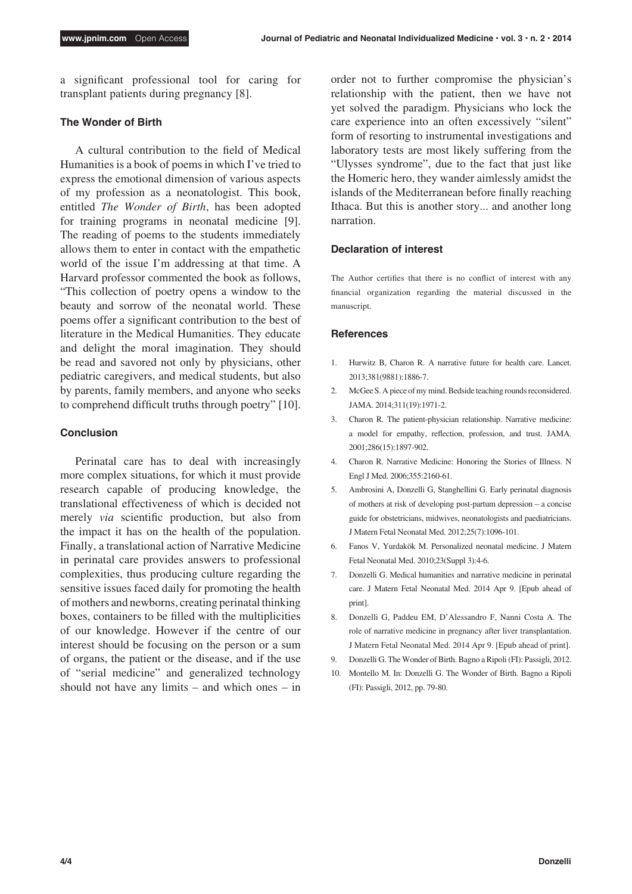a significant professional tool for caring for transplant patients during pregnancy [8].

### The Wonder of Birth

A cultural contribution to the field of Medical Humanities is a book of poems in which I've tried to express the emotional dimension of various aspects of my profession as a neonatologist. This book, entitled *The Wonder of Birth*, has been adopted for training programs in neonatal medicine [9]. The reading of poems to the students immediately allows them to enter in contact with the empathetic world of the issue I'm addressing at that time. A Harvard professor commented the book as follows, "This collection of poetry opens a window to the beauty and sorrow of the neonatal world. These poems offer a significant contribution to the best of literature in the Medical Humanities. They educate and delight the moral imagination. They should be read and savored not only by physicians, other pediatric caregivers, and medical students, but also by parents, family members, and anyone who seeks to comprehend difficult truths through poetry" [10].

### Conclusion

Perinatal care has to deal with increasingly more complex situations, for which it must provide research capable of producing knowledge, the translational effectiveness of which is decided not merely *via* scientific production, but also from the impact it has on the health of the population. Finally, a translational action of Narrative Medicine in perinatal care provides answers to professional complexities, thus producing culture regarding the sensitive issues faced daily for promoting the health of mothers and newborns, creating perinatal thinking boxes, containers to be filled with the multiplicities of our knowledge. However if the centre of our interest should be focusing on the person or a sum of organs, the patient or the disease, and if the use of "serial medicine" and generalized technology should not have any limits – and which ones – in order not to further compromise the physician's relationship with the patient, then we have not yet solved the paradigm. Physicians who lock the care experience into an often excessively "silent" form of resorting to instrumental investigations and laboratory tests are most likely suffering from the "Ulysses syndrome", due to the fact that just like the Homeric hero, they wander aimlessly amidst the islands of the Mediterranean before finally reaching Ithaca. But this is another story... and another long narration.

### Declaration of interest

The Author certifies that there is no conflict of interest with any financial organization regarding the material discussed in the manuscript.

### References

1. Hurwitz B, Charon R. A narrative future for health care. Lancet. 2013;381(9881):1886-7.
2. McGee S. A piece of my mind. Bedside teaching rounds reconsidered. JAMA. 2014;311(19):1971-2.
3. Charon R. The patient-physician relationship. Narrative medicine: a model for empathy, reflection, profession, and trust. JAMA. 2001;286(15):1897-902.
4. Charon R. Narrative Medicine: Honoring the Stories of Illness. N Engl J Med. 2006;355:2160-61.
5. Ambrosini A, Donzelli G, Stanghellini G. Early perinatal diagnosis of mothers at risk of developing post-partum depression – a concise guide for obstetricians, midwives, neonatologists and paediatricians. J Matern Fetal Neonatal Med. 2012;25(7):1096-101.
6. Fanos V, Yurdakök M. Personalized neonatal medicine. J Matern Fetal Neonatal Med. 2010;23(Suppl 3):4-6.
7. Donzelli G. Medical humanities and narrative medicine in perinatal care. J Matern Fetal Neonatal Med. 2014 Apr 9. [Epub ahead of print].
8. Donzelli G, Paddeu EM, D'Alessandro F, Nanni Costa A. The role of narrative medicine in pregnancy after liver transplantation. J Matern Fetal Neonatal Med. 2014 Apr 9. [Epub ahead of print].
9. Donzelli G. The Wonder of Birth. Bagno a Ripoli (FI): Passigli, 2012.
10. Montello M. In: Donzelli G. The Wonder of Birth. Bagno a Ripoli (FI): Passigli, 2012, pp. 79-80.